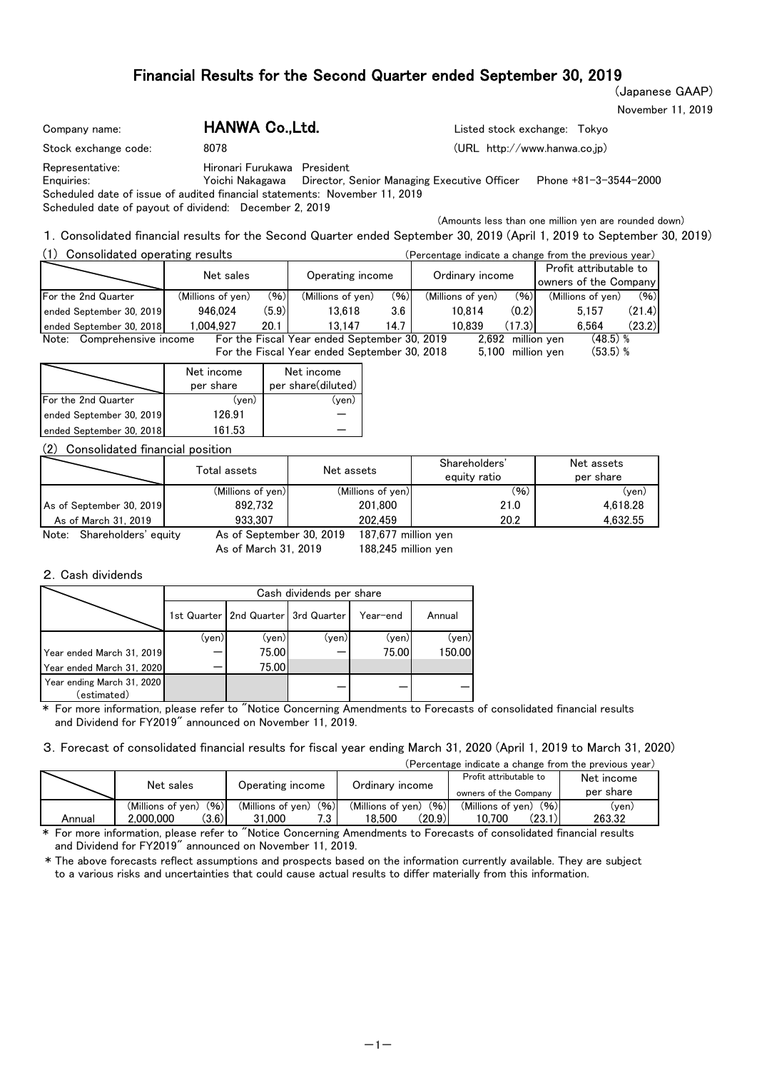# Financial Results for the Second Quarter ended September 30, 2019

(Japanese GAAP)

November 11, 2019

Company name: **HANWA Co.,Ltd.** Listed stock exchange: Tokyo

Stock exchange code: 8078 (URL http://www.hanwa.co.jp)

Representative: Hironari Furukawa President

Enquiries: Yoichi Nakagawa Director, Senior Managing Executive Officer Phone +81-3-3544-2000

Scheduled date of issue of audited financial statements: November 11, 2019

Scheduled date of payout of dividend: December 2, 2019

(Amounts less than one million yen are rounded down)

## 1. Consolidated financial results for the Second Quarter ended September 30, 2019 (April 1, 2019 to September 30, 2019)

### (1) Consolidated operating results

(Percentage indicate a change from the previous year)

| | Net sales | | Operating income | | Ordinary income | | Profit attributable to owners of the Company | |
|---|---|---|---|---|---|---|---|---|
| For the 2nd Quarter | (Millions of yen) | (%) | (Millions of yen) | (%) | (Millions of yen) | (%) | (Millions of yen) | (%) |
| ended September 30, 2019 | 946,024 | (5.9) | 13,618 | 3.6 | 10,814 | (0.2) | 5,157 | (21.4) |
| ended September 30, 2018 | 1,004,927 | 20.1 | 13,147 | 14.7 | 10,839 | (17.3) | 6,564 | (23.2) |

Note: Comprehensive income For the Fiscal Year ended September 30, 2019 2,692 million yen (48.5) %

For the Fiscal Year ended September 30, 2018 5,100 million yen (53.5) %

| | Net income per share | Net income per share(diluted) |
|---|---|---|
| For the 2nd Quarter | (yen) | (yen) |
| ended September 30, 2019 | 126.91 | — |
| ended September 30, 2018 | 161.53 | — |

### (2) Consolidated financial position

| | Total assets | Net assets | Shareholders' equity ratio | Net assets per share |
|---|---|---|---|---|
| | (Millions of yen) | (Millions of yen) | (%) | (yen) |
| As of September 30, 2019 | 892,732 | 201,800 | 21.0 | 4,618.28 |
| As of March 31, 2019 | 933,307 | 202,459 | 20.2 | 4,632.55 |

Note: Shareholders' equity As of September 30, 2019 187,677 million yen

As of March 31, 2019 188,245 million yen

## 2. Cash dividends

| | Cash dividends per share | | | | |
|---|---|---|---|---|---|
| | 1st Quarter | 2nd Quarter | 3rd Quarter | Year-end | Annual |
| | (yen) | (yen) | (yen) | (yen) | (yen) |
| Year ended March 31, 2019 | — | 75.00 | — | 75.00 | 150.00 |
| Year ended March 31, 2020 | — | 75.00 | | | |
| Year ending March 31, 2020 (estimated) | | | — | — | — |

* For more information, please refer to "Notice Concerning Amendments to Forecasts of consolidated financial results and Dividend for FY2019" announced on November 11, 2019.

## 3. Forecast of consolidated financial results for fiscal year ending March 31, 2020 (April 1, 2019 to March 31, 2020)

(Percentage indicate a change from the previous year)

| | Net sales | | Operating income | | Ordinary income | | Profit attributable to owners of the Company | | Net income per share |
|---|---|---|---|---|---|---|---|---|---|
| | (Millions of yen) | (%) | (Millions of yen) | (%) | (Millions of yen) | (%) | (Millions of yen) | (%) | (yen) |
| Annual | 2,000,000 | (3.6) | 31,000 | 7.3 | 18,500 | (20.9) | 10,700 | (23.1) | 263.32 |

* For more information, please refer to "Notice Concerning Amendments to Forecasts of consolidated financial results and Dividend for FY2019" announced on November 11, 2019.

* The above forecasts reflect assumptions and prospects based on the information currently available. They are subject to a various risks and uncertainties that could cause actual results to differ materially from this information.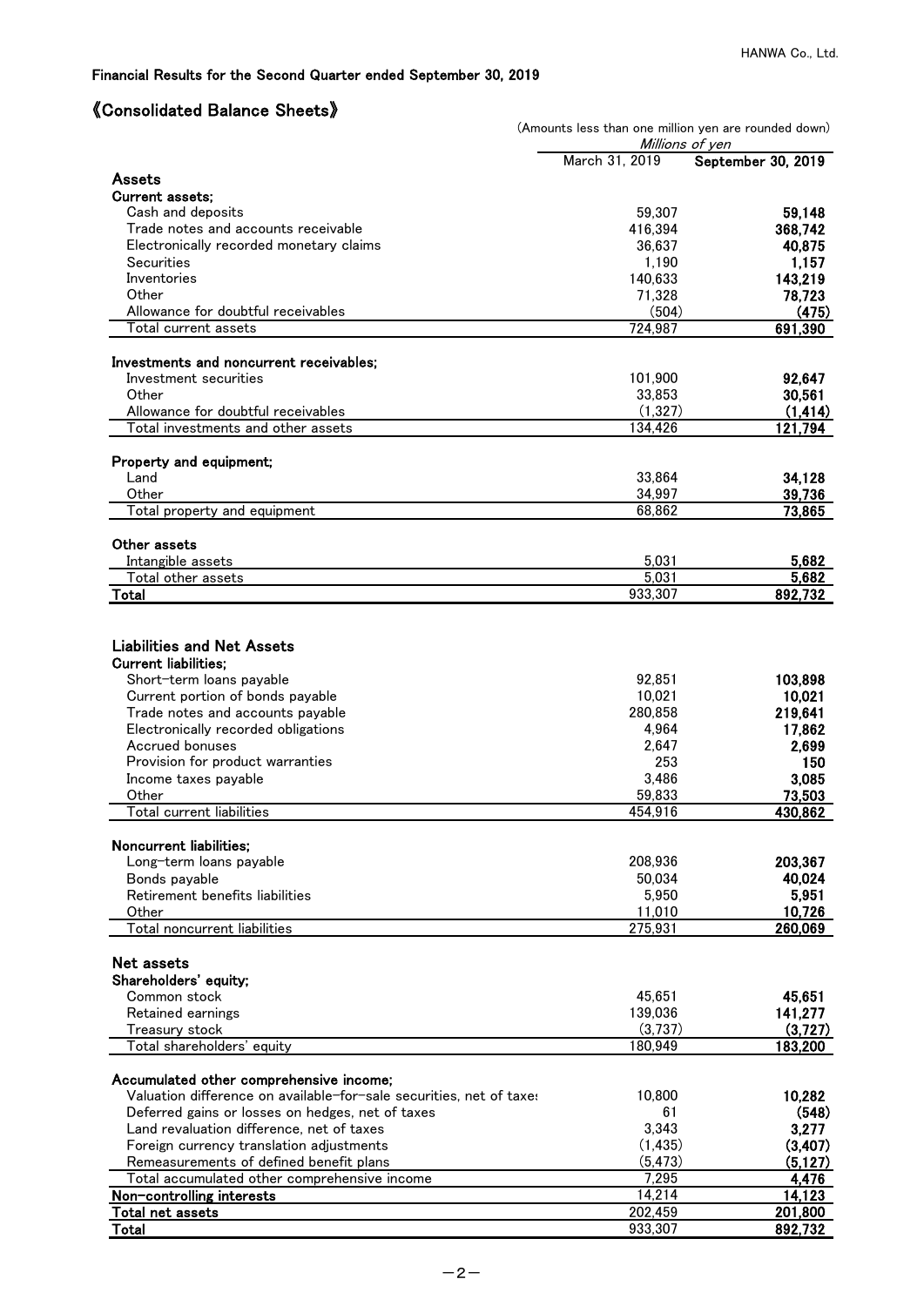Financial Results for the Second Quarter ended September 30, 2019

## 《Consolidated Balance Sheets》

(Amounts less than one million yen are rounded down)

| | *Millions of yen* | |
|---|---|---|
| | March 31, 2019 | **September 30, 2019** |
| **Assets** | | |
| **Current assets;** | | |
| Cash and deposits | 59,307 | **59,148** |
| Trade notes and accounts receivable | 416,394 | **368,742** |
| Electronically recorded monetary claims | 36,637 | **40,875** |
| Securities | 1,190 | **1,157** |
| Inventories | 140,633 | **143,219** |
| Other | 71,328 | **78,723** |
| Allowance for doubtful receivables | (504) | **(475)** |
| Total current assets | 724,987 | **691,390** |
| **Investments and noncurrent receivables;** | | |
| Investment securities | 101,900 | **92,647** |
| Other | 33,853 | **30,561** |
| Allowance for doubtful receivables | (1,327) | **(1,414)** |
| Total investments and other assets | 134,426 | **121,794** |
| **Property and equipment;** | | |
| Land | 33,864 | **34,128** |
| Other | 34,997 | **39,736** |
| Total property and equipment | 68,862 | **73,865** |
| **Other assets** | | |
| Intangible assets | 5,031 | **5,682** |
| Total other assets | 5,031 | **5,682** |
| **Total** | 933,307 | **892,732** |

| | March 31, 2019 | **September 30, 2019** |
|---|---|---|
| **Liabilities and Net Assets** | | |
| **Current liabilities;** | | |
| Short-term loans payable | 92,851 | **103,898** |
| Current portion of bonds payable | 10,021 | **10,021** |
| Trade notes and accounts payable | 280,858 | **219,641** |
| Electronically recorded obligations | 4,964 | **17,862** |
| Accrued bonuses | 2,647 | **2,699** |
| Provision for product warranties | 253 | **150** |
| Income taxes payable | 3,486 | **3,085** |
| Other | 59,833 | **73,503** |
| Total current liabilities | 454,916 | **430,862** |
| **Noncurrent liabilities;** | | |
| Long-term loans payable | 208,936 | **203,367** |
| Bonds payable | 50,034 | **40,024** |
| Retirement benefits liabilities | 5,950 | **5,951** |
| Other | 11,010 | **10,726** |
| Total noncurrent liabilities | 275,931 | **260,069** |
| **Net assets** | | |
| **Shareholders' equity;** | | |
| Common stock | 45,651 | **45,651** |
| Retained earnings | 139,036 | **141,277** |
| Treasury stock | (3,737) | **(3,727)** |
| Total shareholders' equity | 180,949 | **183,200** |
| **Accumulated other comprehensive income;** | | |
| Valuation difference on available-for-sale securities, net of taxes | 10,800 | **10,282** |
| Deferred gains or losses on hedges, net of taxes | 61 | **(548)** |
| Land revaluation difference, net of taxes | 3,343 | **3,277** |
| Foreign currency translation adjustments | (1,435) | **(3,407)** |
| Remeasurements of defined benefit plans | (5,473) | **(5,127)** |
| Total accumulated other comprehensive income | 7,295 | **4,476** |
| **Non-controlling interests** | 14,214 | **14,123** |
| **Total net assets** | 202,459 | **201,800** |
| **Total** | 933,307 | **892,732** |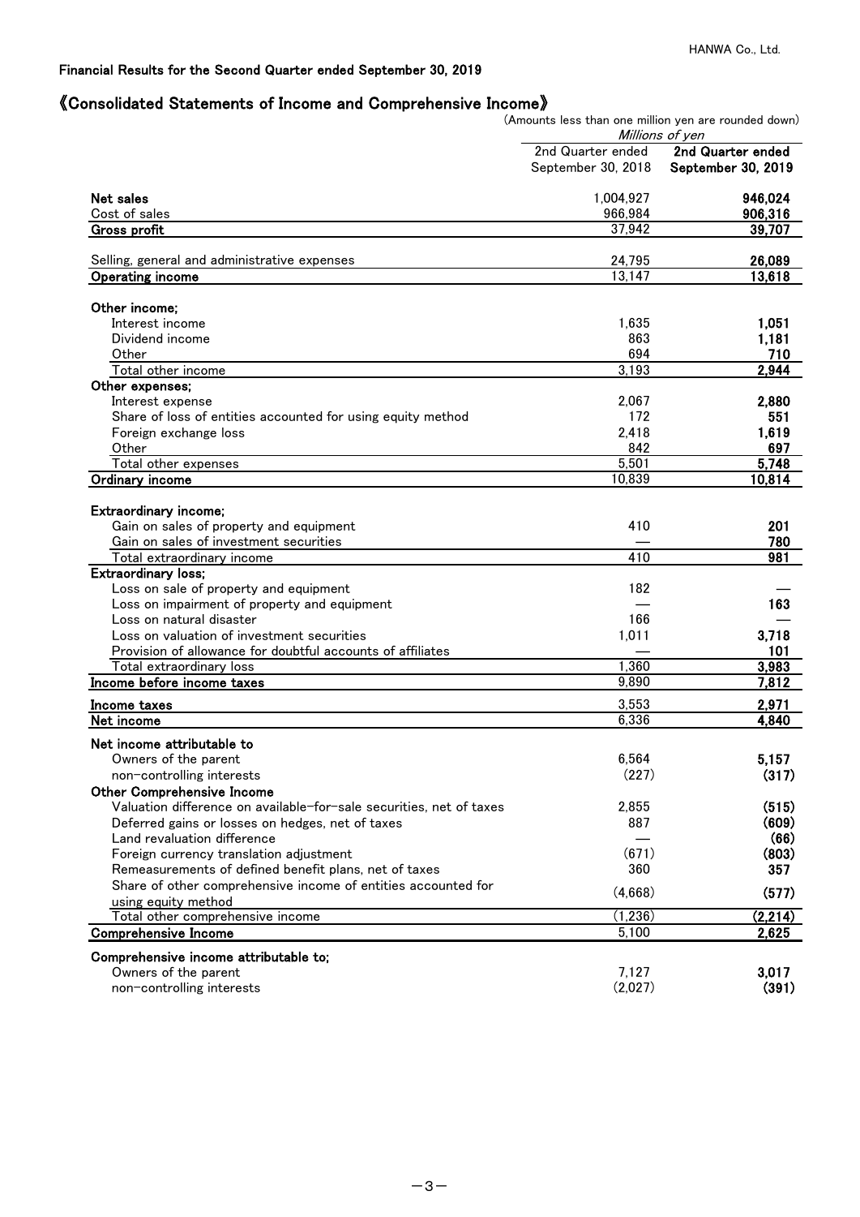Financial Results for the Second Quarter ended September 30, 2019

# 《Consolidated Statements of Income and Comprehensive Income》

(Amounts less than one million yen are rounded down)

| | Millions of yen | |
|---|---|---|
| | 2nd Quarter ended September 30, 2018 | **2nd Quarter ended September 30, 2019** |
| **Net sales** | 1,004,927 | **946,024** |
| Cost of sales | 966,984 | **906,316** |
| **Gross profit** | 37,942 | **39,707** |
| Selling, general and administrative expenses | 24,795 | **26,089** |
| **Operating income** | 13,147 | **13,618** |
| **Other income;** | | |
| Interest income | 1,635 | **1,051** |
| Dividend income | 863 | **1,181** |
| Other | 694 | **710** |
| Total other income | 3,193 | **2,944** |
| **Other expenses;** | | |
| Interest expense | 2,067 | **2,880** |
| Share of loss of entities accounted for using equity method | 172 | **551** |
| Foreign exchange loss | 2,418 | **1,619** |
| Other | 842 | **697** |
| Total other expenses | 5,501 | **5,748** |
| **Ordinary income** | 10,839 | **10,814** |
| **Extraordinary income;** | | |
| Gain on sales of property and equipment | 410 | **201** |
| Gain on sales of investment securities | — | **780** |
| Total extraordinary income | 410 | **981** |
| **Extraordinary loss;** | | |
| Loss on sale of property and equipment | 182 | **—** |
| Loss on impairment of property and equipment | — | **163** |
| Loss on natural disaster | 166 | **—** |
| Loss on valuation of investment securities | 1,011 | **3,718** |
| Provision of allowance for doubtful accounts of affiliates | — | **101** |
| Total extraordinary loss | 1,360 | **3,983** |
| **Income before income taxes** | 9,890 | **7,812** |
| **Income taxes** | 3,553 | **2,971** |
| **Net income** | 6,336 | **4,840** |
| **Net income attributable to** | | |
| Owners of the parent | 6,564 | **5,157** |
| non-controlling interests | (227) | **(317)** |
| **Other Comprehensive Income** | | |
| Valuation difference on available-for-sale securities, net of taxes | 2,855 | **(515)** |
| Deferred gains or losses on hedges, net of taxes | 887 | **(609)** |
| Land revaluation difference | — | **(66)** |
| Foreign currency translation adjustment | (671) | **(803)** |
| Remeasurements of defined benefit plans, net of taxes | 360 | **357** |
| Share of other comprehensive income of entities accounted for using equity method | (4,668) | **(577)** |
| Total other comprehensive income | (1,236) | **(2,214)** |
| **Comprehensive Income** | 5,100 | **2,625** |
| **Comprehensive income attributable to;** | | |
| Owners of the parent | 7,127 | **3,017** |
| non-controlling interests | (2,027) | **(391)** |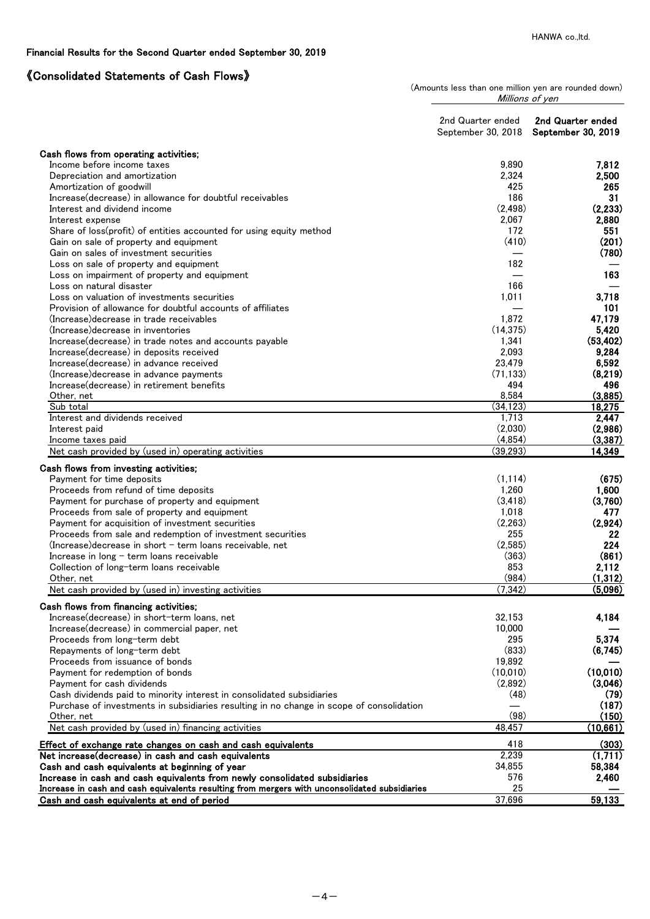Financial Results for the Second Quarter ended September 30, 2019

# 《Consolidated Statements of Cash Flows》

(Amounts less than one million yen are rounded down)

| | Millions of yen | |
|---|---|---|
| | 2nd Quarter ended September 30, 2018 | **2nd Quarter ended September 30, 2019** |
| **Cash flows from operating activities;** | | |
| Income before income taxes | 9,890 | **7,812** |
| Depreciation and amortization | 2,324 | **2,500** |
| Amortization of goodwill | 425 | **265** |
| Increase(decrease) in allowance for doubtful receivables | 186 | **31** |
| Interest and dividend income | (2,498) | **(2,233)** |
| Interest expense | 2,067 | **2,880** |
| Share of loss(profit) of entities accounted for using equity method | 172 | **551** |
| Gain on sale of property and equipment | (410) | **(201)** |
| Gain on sales of investment securities | — | **(780)** |
| Loss on sale of property and equipment | 182 | **—** |
| Loss on impairment of property and equipment | — | **163** |
| Loss on natural disaster | 166 | **—** |
| Loss on valuation of investments securities | 1,011 | **3,718** |
| Provision of allowance for doubtful accounts of affiliates | — | **101** |
| (Increase)decrease in trade receivables | 1,872 | **47,179** |
| (Increase)decrease in inventories | (14,375) | **5,420** |
| Increase(decrease) in trade notes and accounts payable | 1,341 | **(53,402)** |
| Increase(decrease) in deposits received | 2,093 | **9,284** |
| Increase(decrease) in advance received | 23,479 | **6,592** |
| (Increase)decrease in advance payments | (71,133) | **(8,219)** |
| Increase(decrease) in retirement benefits | 494 | **496** |
| Other, net | 8,584 | **(3,885)** |
| Sub total | (34,123) | **18,275** |
| Interest and dividends received | 1,713 | **2,447** |
| Interest paid | (2,030) | **(2,986)** |
| Income taxes paid | (4,854) | **(3,387)** |
| Net cash provided by (used in) operating activities | (39,293) | **14,349** |
| **Cash flows from investing activities;** | | |
| Payment for time deposits | (1,114) | **(675)** |
| Proceeds from refund of time deposits | 1,260 | **1,600** |
| Payment for purchase of property and equipment | (3,418) | **(3,760)** |
| Proceeds from sale of property and equipment | 1,018 | **477** |
| Payment for acquisition of investment securities | (2,263) | **(2,924)** |
| Proceeds from sale and redemption of investment securities | 255 | **22** |
| (Increase)decrease in short – term loans receivable, net | (2,585) | **224** |
| Increase in long – term loans receivable | (363) | **(861)** |
| Collection of long-term loans receivable | 853 | **2,112** |
| Other, net | (984) | **(1,312)** |
| Net cash provided by (used in) investing activities | (7,342) | **(5,096)** |
| **Cash flows from financing activities;** | | |
| Increase(decrease) in short-term loans, net | 32,153 | **4,184** |
| Increase(decrease) in commercial paper, net | 10,000 | **—** |
| Proceeds from long-term debt | 295 | **5,374** |
| Repayments of long-term debt | (833) | **(6,745)** |
| Proceeds from issuance of bonds | 19,892 | **—** |
| Payment for redemption of bonds | (10,010) | **(10,010)** |
| Payment for cash dividends | (2,892) | **(3,046)** |
| Cash dividends paid to minority interest in consolidated subsidiaries | (48) | **(79)** |
| Purchase of investments in subsidiaries resulting in no change in scope of consolidation | — | **(187)** |
| Other, net | (98) | **(150)** |
| Net cash provided by (used in) financing activities | 48,457 | **(10,661)** |
| **Effect of exchange rate changes on cash and cash equivalents** | 418 | **(303)** |
| **Net increase(decrease) in cash and cash equivalents** | 2,239 | **(1,711)** |
| **Cash and cash equivalents at beginning of year** | 34,855 | **58,384** |
| **Increase in cash and cash equivalents from newly consolidated subsidiaries** | 576 | **2,460** |
| **Increase in cash and cash equivalents resulting from mergers with unconsolidated subsidiaries** | 25 | **—** |
| **Cash and cash equivalents at end of period** | 37,696 | **59,133** |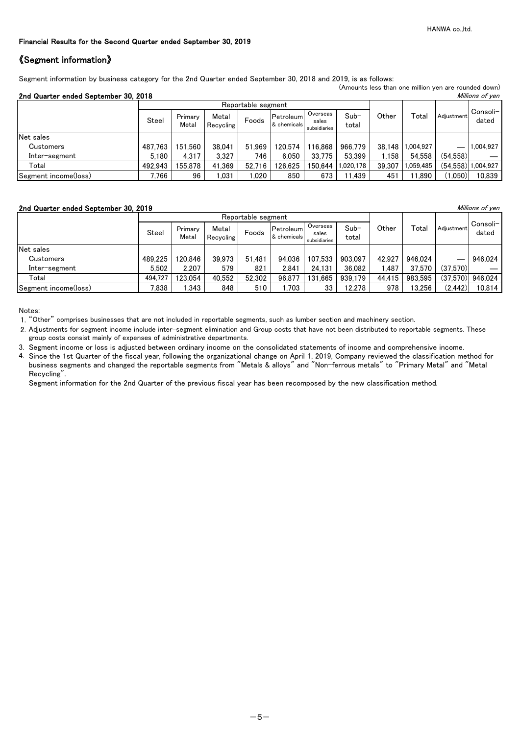Financial Results for the Second Quarter ended September 30, 2019

## 《Segment information》

Segment information by business category for the 2nd Quarter ended September 30, 2018 and 2019, is as follows:

(Amounts less than one million yen are rounded down)

### 2nd Quarter ended September 30, 2018

*Millions of yen*

| | Reportable segment | | | | | | | Other | Total | Adjustment | Consoli-dated |
|---|---|---|---|---|---|---|---|---|---|---|---|
| | Steel | Primary Metal | Metal Recycling | Foods | Petroleum & chemicals | Overseas sales subsidiaries | Sub-total | | | | |
| Net sales | | | | | | | | | | | |
| Customers | 487,763 | 151,560 | 38,041 | 51,969 | 120,574 | 116,868 | 966,779 | 38,148 | 1,004,927 | — | 1,004,927 |
| Inter-segment | 5,180 | 4,317 | 3,327 | 746 | 6,050 | 33,775 | 53,399 | 1,158 | 54,558 | (54,558) | — |
| Total | 492,943 | 155,878 | 41,369 | 52,716 | 126,625 | 150,644 | 1,020,178 | 39,307 | 1,059,485 | (54,558) | 1,004,927 |
| Segment income(loss) | 7,766 | 96 | 1,031 | 1,020 | 850 | 673 | 11,439 | 451 | 11,890 | (1,050) | 10,839 |

### 2nd Quarter ended September 30, 2019

*Millions of yen*

| | Reportable segment | | | | | | | Other | Total | Adjustment | Consoli-dated |
|---|---|---|---|---|---|---|---|---|---|---|---|
| | Steel | Primary Metal | Metal Recycling | Foods | Petroleum & chemicals | Overseas sales subsidiaries | Sub-total | | | | |
| Net sales | | | | | | | | | | | |
| Customers | 489,225 | 120,846 | 39,973 | 51,481 | 94,036 | 107,533 | 903,097 | 42,927 | 946,024 | — | 946,024 |
| Inter-segment | 5,502 | 2,207 | 579 | 821 | 2,841 | 24,131 | 36,082 | 1,487 | 37,570 | (37,570) | — |
| Total | 494,727 | 123,054 | 40,552 | 52,302 | 96,877 | 131,665 | 939,179 | 44,415 | 983,595 | (37,570) | 946,024 |
| Segment income(loss) | 7,838 | 1,343 | 848 | 510 | 1,703 | 33 | 12,278 | 978 | 13,256 | (2,442) | 10,814 |

Notes:

1. "Other" comprises businesses that are not included in reportable segments, such as lumber section and machinery section.
2. Adjustments for segment income include inter-segment elimination and Group costs that have not been distributed to reportable segments. These group costs consist mainly of expenses of administrative departments.
3. Segment income or loss is adjusted between ordinary income on the consolidated statements of income and comprehensive income.
4. Since the 1st Quarter of the fiscal year, following the organizational change on April 1, 2019, Company reviewed the classification method for business segments and changed the reportable segments from "Metals & alloys" and "Non-ferrous metals" to "Primary Metal" and "Metal Recycling".

   Segment information for the 2nd Quarter of the previous fiscal year has been recomposed by the new classification method.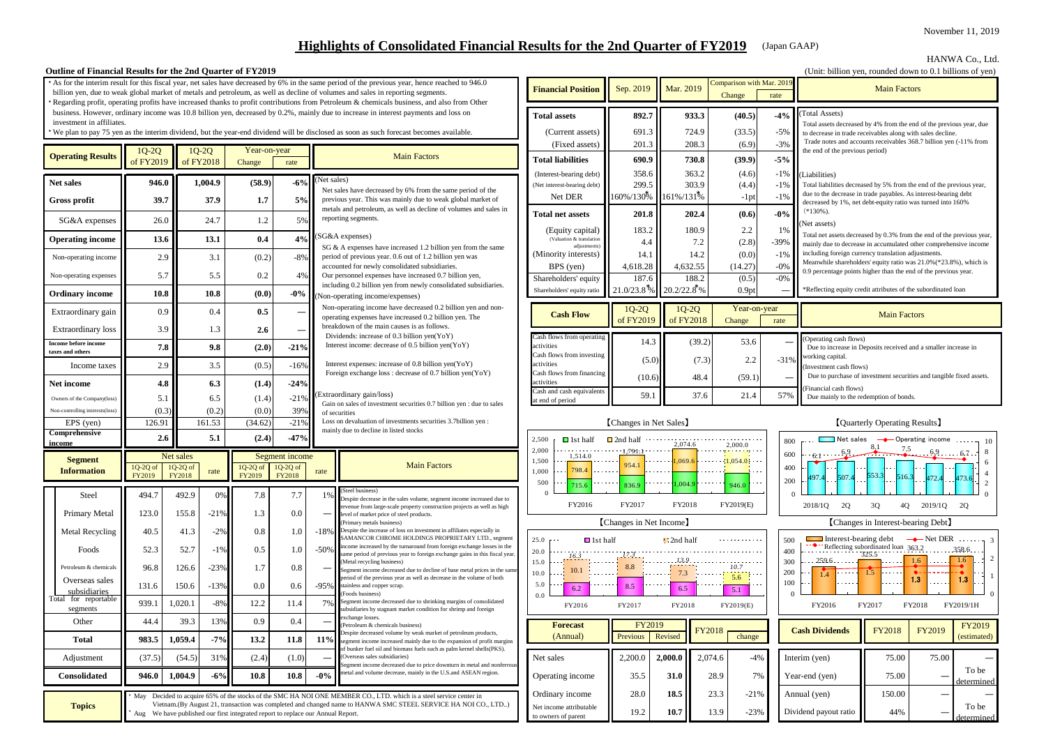November 11, 2019

# Highlights of Consolidated Financial Results for the 2nd Quarter of FY2019

(Japan GAAP)

HANWA Co., Ltd.

(Unit: billion yen, rounded down to 0.1 billions of yen)

## Outline of Financial Results for the 2nd Quarter of FY2019

- As for the interim result for this fiscal year, net sales have decreased by 6% in the same period of the previous year, hence reached to 946.0 billion yen, due to weak global market of metals and petroleum, as well as decline of volumes and sales in reporting segments.
- Regarding profit, operating profits have increased thanks to profit contributions from Petroleum & chemicals business, and also from Other business. However, ordinary income was 10.8 billion yen, decreased by 0.2%, mainly due to increase in interest payments and loss on investment in affiliates.
- We plan to pay 75 yen as the interim dividend, but the year-end dividend will be disclosed as soon as such forecast becomes available.

| Operating Results | 1Q-2Q of FY2019 | 1Q-2Q of FY2018 | Year-on-year Change | Year-on-year rate |
|---|---|---|---|---|
| **Net sales** | **946.0** | **1,004.9** | **(58.9)** | **-6%** |
| **Gross profit** | **39.7** | **37.9** | **1.7** | **5%** |
| SG&A expenses | 26.0 | 24.7 | 1.2 | 5% |
| **Operating income** | **13.6** | **13.1** | **0.4** | **4%** |
| Non-operating income | 2.9 | 3.1 | (0.2) | -8% |
| Non-operating expenses | 5.7 | 5.5 | 0.2 | 4% |
| **Ordinary income** | **10.8** | **10.8** | **(0.0)** | **-0%** |
| Extraordinary gain | 0.9 | 0.4 | 0.5 | — |
| Extraordinary loss | 3.9 | 1.3 | 2.6 | — |
| **Income before income taxes and others** | **7.8** | **9.8** | **(2.0)** | **-21%** |
| Income taxes | 2.9 | 3.5 | (0.5) | -16% |
| **Net income** | **4.8** | **6.3** | **(1.4)** | **-24%** |
| Owners of the Company(loss) | 5.1 | 6.5 | (1.4) | -21% |
| Non-controlling interests(loss) | (0.3) | (0.2) | (0.0) | 39% |
| EPS (yen) | 126.91 | 161.53 | (34.62) | -21% |
| **Comprehensive income** | **2.6** | **5.1** | **(2.4)** | **-47%** |

**Main Factors**

(Net sales)
Net sales have decreased by 6% from the same period of the previous year. This was mainly due to weak global market of metals and petroleum, as well as decline of volumes and sales in reporting segments.

(SG&A expenses)
SG & A expenses have increased 1.2 billion yen from the same period of previous year. 0.6 out of 1.2 billion yen was accounted for newly consolidated subsidiaries. Our personnel expenses have increased 0.7 billion yen, including 0.2 billion yen from newly consolidated subsidiaries.

(Non-operating income/expenses)
Non-operating income have decreased 0.2 billion yen and non-operating expenses have increased 0.2 billion yen. The breakdown of the main causes is as follows.
Dividends: increase of 0.3 billion yen(YoY)
Interest income: decrease of 0.5 billion yen(YoY)

Interest expenses: increase of 0.8 billion yen(YoY)
Foreign exchange loss : decrease of 0.7 billion yen(YoY)

(Extraordinary gain/loss)
Gain on sales of investment securities 0.7 billion yen : due to sales of securities
Loss on devaluation of investments securities 3.7billion yen : mainly due to decline in listed stocks

| Segment Information | Net sales 1Q-2Q of FY2019 | Net sales 1Q-2Q of FY2018 | Net sales rate | Segment income 1Q-2Q of FY2019 | Segment income 1Q-2Q of FY2018 | Segment income rate |
|---|---|---|---|---|---|---|
| Steel | 494.7 | 492.9 | 0% | 7.8 | 7.7 | 1% |
| Primary Metal | 123.0 | 155.8 | -21% | 1.3 | 0.0 | — |
| Metal Recycling | 40.5 | 41.3 | -2% | 0.8 | 1.0 | -18% |
| Foods | 52.3 | 52.7 | -1% | 0.5 | 1.0 | -50% |
| Petroleum & chemicals | 96.8 | 126.6 | -23% | 1.7 | 0.8 | — |
| Overseas sales subsidiaries | 131.6 | 150.6 | -13% | 0.0 | 0.6 | -95% |
| Total for reportable segments | 939.1 | 1,020.1 | -8% | 12.2 | 11.4 | 7% |
| Other | 44.4 | 39.3 | 13% | 0.9 | 0.4 | — |
| **Total** | **983.5** | **1,059.4** | **-7%** | **13.2** | **11.8** | **11%** |
| Adjustment | (37.5) | (54.5) | 31% | (2.4) | (1.0) | — |
| **Consolidated** | **946.0** | **1,004.9** | **-6%** | **10.8** | **10.8** | **-0%** |

**Main Factors**

(Steel business)
Despite decrease in the sales volume, segment income increased due to revenue from large-scale property construction projects as well as high level of market price of steel products.
(Primary metals business)
Despite the increase of loss on investment in affiliates especially in SAMANCOR CHROME HOLDINGS PROPRIETARY LTD., segment income increased by the turnaround from foreign exchange losses in the same period of previous year to foreign exchange gains in this fiscal year.
(Metal recycling business)
Segment income decreased due to decline of base metal prices in the same period of the previous year as well as decrease in the volume of both stainless and copper scrap.
(Foods business)
Segment income decreased due to shrinking margins of consolidated subsidiaries by stagnant market condition for shrimp and foreign exchange losses.
(Petroleum & chemicals business)
Despite decreased volume by weak market of petroleum products, segment income increased mainly due to the expansion of profit margins of bunker fuel oil and biomass fuels such as palm kernel shells(PKS).
(Overseas sales subsidiaries)
Segment income decreased due to price downturn in metal and nonferrous metal and volume decrease, mainly in the U.S.and ASEAN region.

**Topics**

- May Decided to acquire 65% of the stocks of the SMC HA NOI ONE MEMBER CO., LTD. which is a steel service center in Vietnam.(By August 21, transaction was completed and changed name to HANWA SMC STEEL SERVICE HA NOI CO., LTD.)
- Aug We have published our first integrated report to replace our Annual Report.

| Financial Position | Sep. 2019 | Mar. 2019 | Comparison with Mar. 2019 Change | Comparison with Mar. 2019 rate |
|---|---|---|---|---|
| **Total assets** | **892.7** | **933.3** | **(40.5)** | **-4%** |
| (Current assets) | 691.3 | 724.9 | (33.5) | -5% |
| (Fixed assets) | 201.3 | 208.3 | (6.9) | -3% |
| **Total liabilities** | **690.9** | **730.8** | **(39.9)** | **-5%** |
| (Interest-bearing debt) | 358.6 | 363.2 | (4.6) | -1% |
| (Net interest-bearing debt) | 299.5 | 303.9 | (4.4) | -1% |
| Net DER | 160%/130%* | 161%/131%* | -1pt | -1% |
| **Total net assets** | **201.8** | **202.4** | **(0.6)** | **-0%** |
| (Equity capital) | 183.2 | 180.9 | 2.2 | 1% |
| (Valuation & translation adjustments) | 4.4 | 7.2 | (2.8) | -39% |
| (Minority interests) | 14.1 | 14.2 | (0.0) | -1% |
| BPS (yen) | 4,618.28 | 4,632.55 | (14.27) | -0% |
| Shareholders' equity | 187.6 | 188.2 | (0.5) | -0% |
| Shareholders' equity ratio | 21.0/23.8*% | 20.2/22.8*% | 0.9pt | — |

**Main Factors**

(Total Assets)
Total assets decreased by 4% from the end of the previous year, due to decrease in trade receivables along with sales decline.
Trade notes and accounts receivables 368.7 billion yen (-11% from the end of the previous period)

(Liabilities)
Total liabilities decreased by 5% from the end of the previous year, due to the decrease in trade payables. As interest-bearing debt decreased by 1%, net debt-equity ratio was turned into 160% (*130%).

(Net assets)
Total net assets decreased by 0.3% from the end of the previous year, mainly due to decrease in accumulated other comprehensive income including foreign currency translation adjustments.
Meanwhile shareholders' equity ratio was 21.0%(*23.8%), which is 0.9 percentage points higher than the end of the previous year.

*Reflecting equity credit attributes of the subordinated loan

| Cash Flow | 1Q-2Q of FY2019 | 1Q-2Q of FY2018 | Year-on-year Change | Year-on-year rate |
|---|---|---|---|---|
| Cash flows from operating activities | 14.3 | (39.2) | 53.6 | — |
| Cash flows from investing activities | (5.0) | (7.3) | 2.2 | -31% |
| Cash flows from financing activities | (10.6) | 48.4 | (59.1) | — |
| Cash and cash equivalents at end of period | 59.1 | 37.6 | 21.4 | 57% |

**Main Factors**

(Operating cash flows)
Due to increase in Deposits received and a smaller increase in working capital.
(Investment cash flows)
Due to purchase of investment securities and tangible fixed assets.
(Financial cash flows)
Due mainly to the redemption of bonds.

【Changes in Net Sales】

1st half / 2nd half
2,500 2,000 1,500 1,000 500 0
FY2016: 715.6, 798.4, 1,514.0
FY2017: 836.9, 954.1, 1,791.1
FY2018: 1,004.9, 1,069.6, 2,074.6
FY2019(E): 946.0, 1,054.0, 2,000.0

【Quarterly Operating Results】

Net sales / Operating income
2018/1Q: 497.4, 6.1
2Q: 507.4, 6.9
3Q: 553.3, 8.1
4Q: 516.3, 7.5
2019/1Q: 472.4, 6.9
2Q: 473.6, 6.7

【Changes in Net Income】

1st half / 2nd half
FY2016: 6.2, 10.1, 16.3
FY2017: 8.5, 8.8, 17.3
FY2018: 6.5, 7.3, 13.9
FY2019(E): 5.1, 5.6, 10.7

【Changes in Interest-bearing Debt】

Interest-bearing debt / Net DER / Reflecting subordinated loan
FY2016: 259.6, 1.4
FY2017: 325.5, 1.5
FY2018: 363.2, 1.6, 1.3
FY2019/1H: 358.6, 1.6, 1.3

| Forecast (Annual) | FY2019 Previous | FY2019 Revised | FY2018 | change |
|---|---|---|---|---|
| Net sales | 2,200.0 | **2,000.0** | 2,074.6 | -4% |
| Operating income | 35.5 | **31.0** | 28.9 | 7% |
| Ordinary income | 28.0 | **18.5** | 23.3 | -21% |
| Net income attributable to owners of parent | 19.2 | **10.7** | 13.9 | -23% |

| Cash Dividends | FY2018 | FY2019 | FY2019 (estimated) |
|---|---|---|---|
| Interim (yen) | 75.00 | 75.00 | — |
| Year-end (yen) | 75.00 | — | To be determined |
| Annual (yen) | 150.00 | — | — |
| Dividend payout ratio | 44% | — | To be determined |